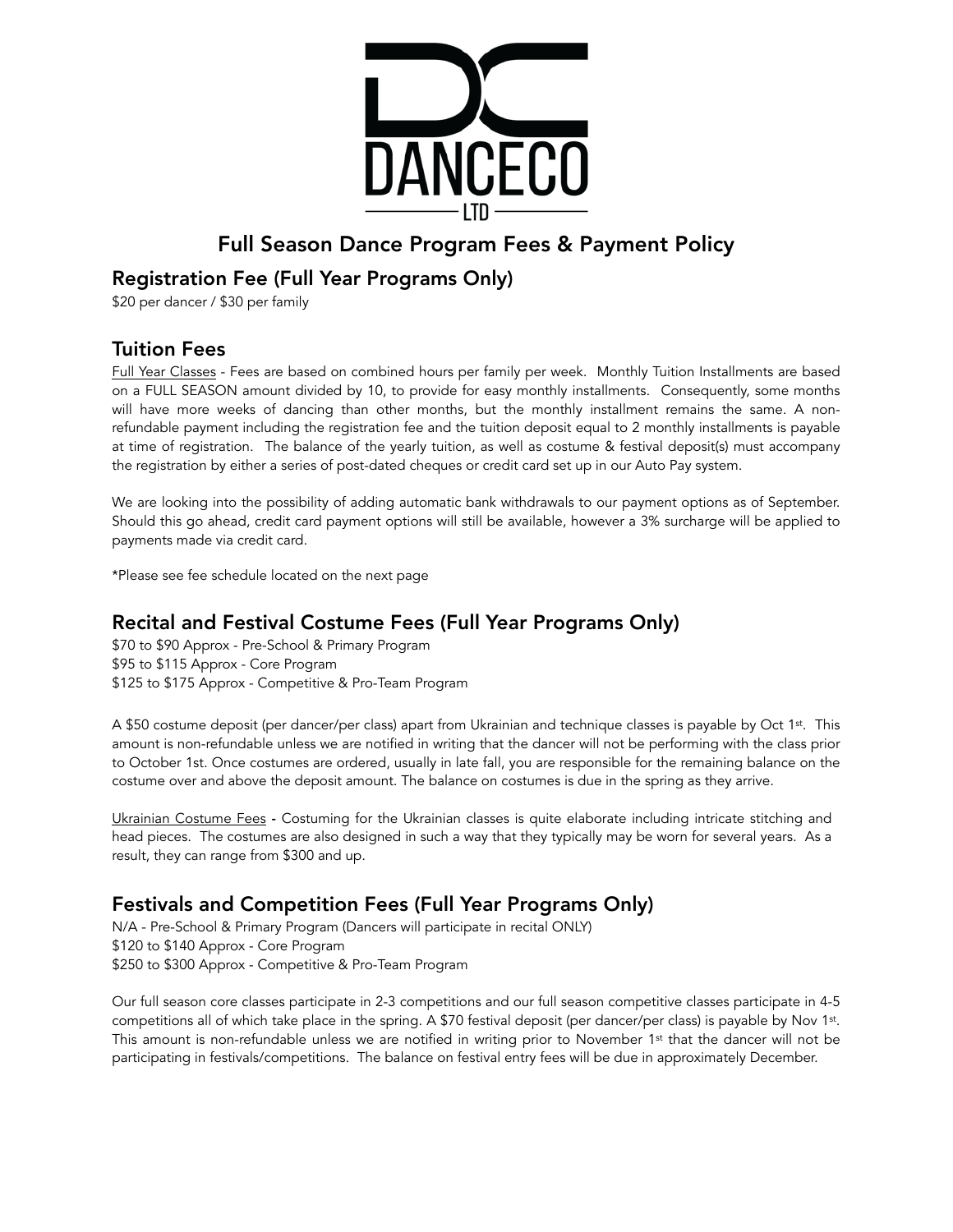DANCECO
LTD

# Full Season Dance Program Fees & Payment Policy

## Registration Fee (Full Year Programs Only)

$20 per dancer / $30 per family

## Tuition Fees

Full Year Classes - Fees are based on combined hours per family per week. Monthly Tuition Installments are based on a FULL SEASON amount divided by 10, to provide for easy monthly installments. Consequently, some months will have more weeks of dancing than other months, but the monthly installment remains the same. A non-refundable payment including the registration fee and the tuition deposit equal to 2 monthly installments is payable at time of registration. The balance of the yearly tuition, as well as costume & festival deposit(s) must accompany the registration by either a series of post-dated cheques or credit card set up in our Auto Pay system.

We are looking into the possibility of adding automatic bank withdrawals to our payment options as of September. Should this go ahead, credit card payment options will still be available, however a 3% surcharge will be applied to payments made via credit card.

*Please see fee schedule located on the next page

## Recital and Festival Costume Fees (Full Year Programs Only)

$70 to $90 Approx - Pre-School & Primary Program
$95 to $115 Approx - Core Program
$125 to $175 Approx - Competitive & Pro-Team Program

A $50 costume deposit (per dancer/per class) apart from Ukrainian and technique classes is payable by Oct 1st. This amount is non-refundable unless we are notified in writing that the dancer will not be performing with the class prior to October 1st. Once costumes are ordered, usually in late fall, you are responsible for the remaining balance on the costume over and above the deposit amount. The balance on costumes is due in the spring as they arrive.

Ukrainian Costume Fees - Costuming for the Ukrainian classes is quite elaborate including intricate stitching and head pieces. The costumes are also designed in such a way that they typically may be worn for several years. As a result, they can range from $300 and up.

## Festivals and Competition Fees (Full Year Programs Only)

N/A - Pre-School & Primary Program (Dancers will participate in recital ONLY)
$120 to $140 Approx - Core Program
$250 to $300 Approx - Competitive & Pro-Team Program

Our full season core classes participate in 2-3 competitions and our full season competitive classes participate in 4-5 competitions all of which take place in the spring. A $70 festival deposit (per dancer/per class) is payable by Nov 1st. This amount is non-refundable unless we are notified in writing prior to November 1st that the dancer will not be participating in festivals/competitions. The balance on festival entry fees will be due in approximately December.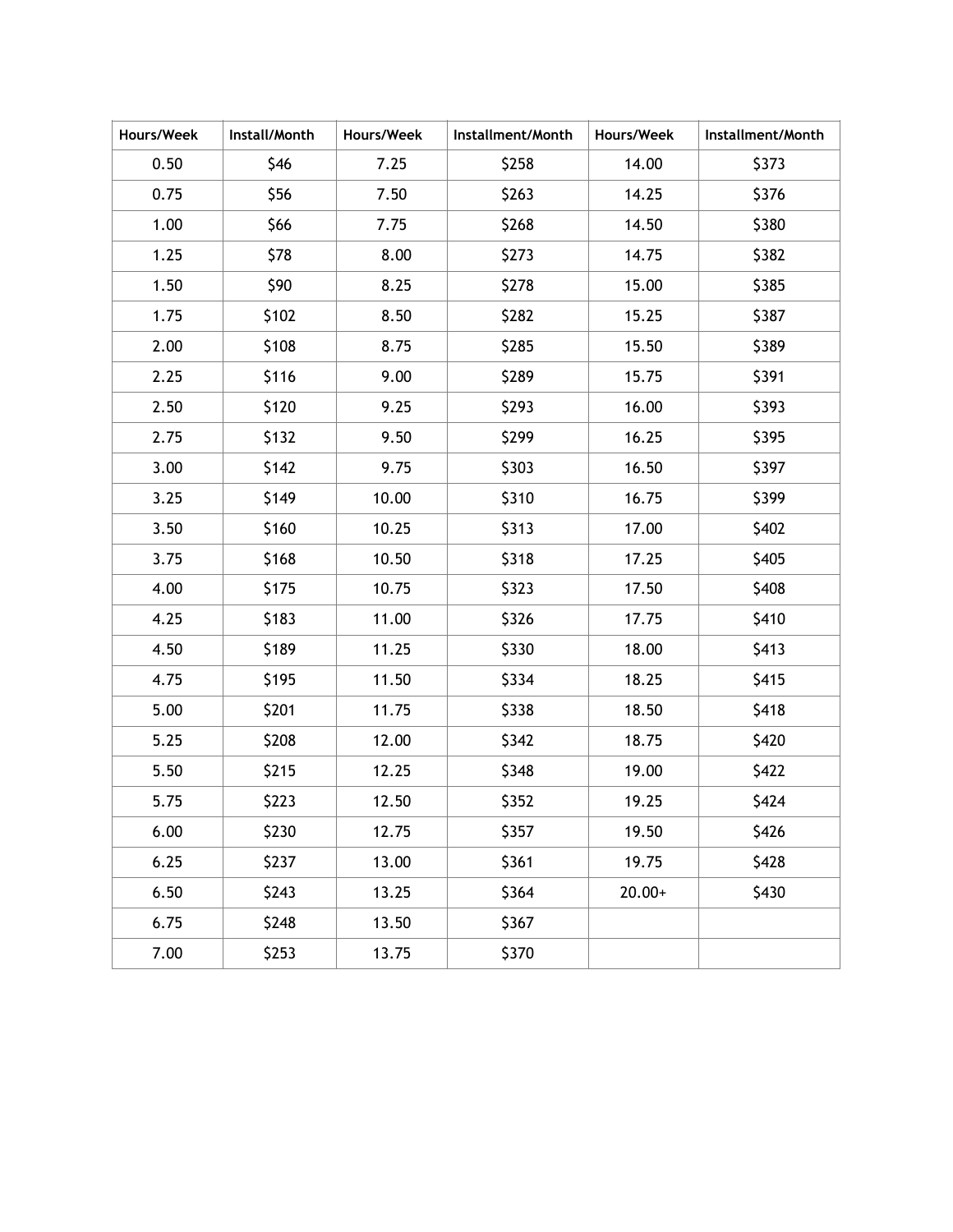| Hours/Week | Install/Month | Hours/Week | Installment/Month | Hours/Week | Installment/Month |
|---|---|---|---|---|---|
| 0.50 | $46 | 7.25 | $258 | 14.00 | $373 |
| 0.75 | $56 | 7.50 | $263 | 14.25 | $376 |
| 1.00 | $66 | 7.75 | $268 | 14.50 | $380 |
| 1.25 | $78 | 8.00 | $273 | 14.75 | $382 |
| 1.50 | $90 | 8.25 | $278 | 15.00 | $385 |
| 1.75 | $102 | 8.50 | $282 | 15.25 | $387 |
| 2.00 | $108 | 8.75 | $285 | 15.50 | $389 |
| 2.25 | $116 | 9.00 | $289 | 15.75 | $391 |
| 2.50 | $120 | 9.25 | $293 | 16.00 | $393 |
| 2.75 | $132 | 9.50 | $299 | 16.25 | $395 |
| 3.00 | $142 | 9.75 | $303 | 16.50 | $397 |
| 3.25 | $149 | 10.00 | $310 | 16.75 | $399 |
| 3.50 | $160 | 10.25 | $313 | 17.00 | $402 |
| 3.75 | $168 | 10.50 | $318 | 17.25 | $405 |
| 4.00 | $175 | 10.75 | $323 | 17.50 | $408 |
| 4.25 | $183 | 11.00 | $326 | 17.75 | $410 |
| 4.50 | $189 | 11.25 | $330 | 18.00 | $413 |
| 4.75 | $195 | 11.50 | $334 | 18.25 | $415 |
| 5.00 | $201 | 11.75 | $338 | 18.50 | $418 |
| 5.25 | $208 | 12.00 | $342 | 18.75 | $420 |
| 5.50 | $215 | 12.25 | $348 | 19.00 | $422 |
| 5.75 | $223 | 12.50 | $352 | 19.25 | $424 |
| 6.00 | $230 | 12.75 | $357 | 19.50 | $426 |
| 6.25 | $237 | 13.00 | $361 | 19.75 | $428 |
| 6.50 | $243 | 13.25 | $364 | 20.00+ | $430 |
| 6.75 | $248 | 13.50 | $367 | | |
| 7.00 | $253 | 13.75 | $370 | | |